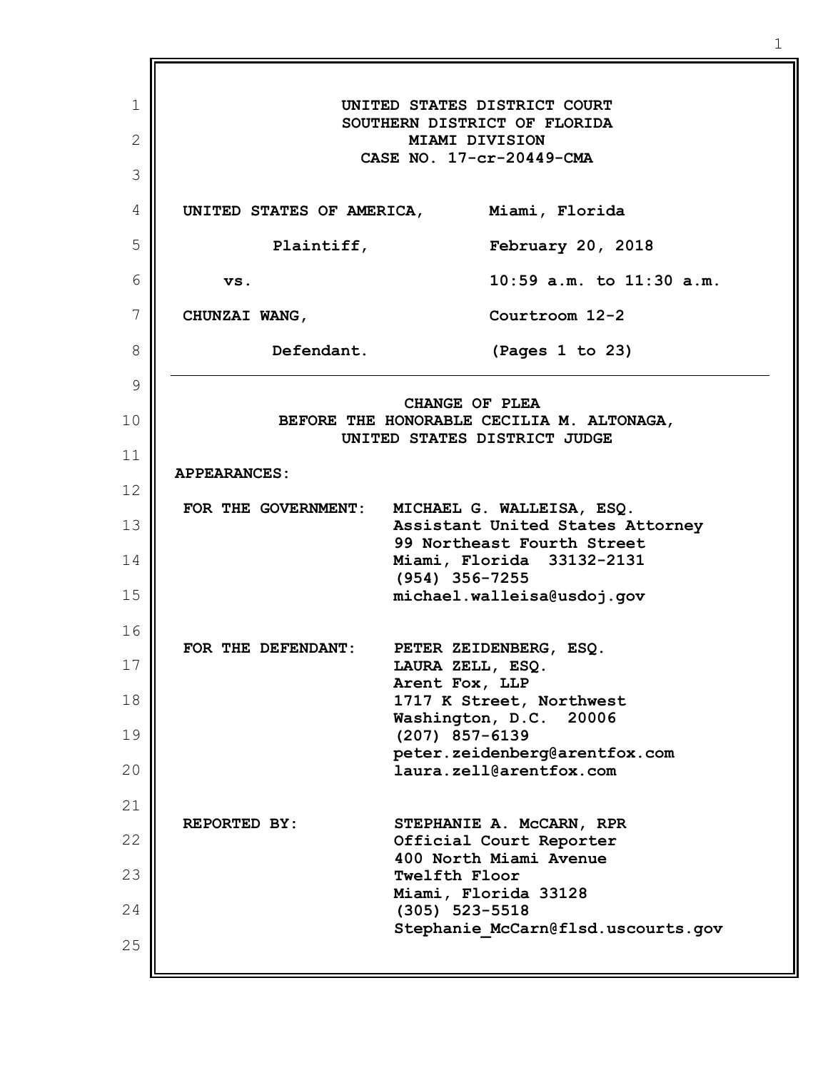**UNITED STATES DISTRICT COURT**
**SOUTHERN DISTRICT OF FLORIDA**
**MIAMI DIVISION**
**CASE NO. 17-cr-20449-CMA**

| | |
|---|---|
| **UNITED STATES OF AMERICA,** | **Miami, Florida** |
| **Plaintiff,** | **February 20, 2018** |
| **vs.** | **10:59 a.m. to 11:30 a.m.** |
| **CHUNZAI WANG,** | **Courtroom 12-2** |
| **Defendant.** | **(Pages 1 to 23)** |

---

**CHANGE OF PLEA**
**BEFORE THE HONORABLE CECILIA M. ALTONAGA,**
**UNITED STATES DISTRICT JUDGE**

**APPEARANCES:**

| | |
|---|---|
| **FOR THE GOVERNMENT:** | **MICHAEL G. WALLEISA, ESQ.**<br>**Assistant United States Attorney**<br>**99 Northeast Fourth Street**<br>**Miami, Florida 33132-2131**<br>**(954) 356-7255**<br>**michael.walleisa@usdoj.gov** |
| **FOR THE DEFENDANT:** | **PETER ZEIDENBERG, ESQ.**<br>**LAURA ZELL, ESQ.**<br>**Arent Fox, LLP**<br>**1717 K Street, Northwest**<br>**Washington, D.C. 20006**<br>**(207) 857-6139**<br>**peter.zeidenberg@arentfox.com**<br>**laura.zell@arentfox.com** |
| **REPORTED BY:** | **STEPHANIE A. McCARN, RPR**<br>**Official Court Reporter**<br>**400 North Miami Avenue**<br>**Twelfth Floor**<br>**Miami, Florida 33128**<br>**(305) 523-5518**<br>**Stephanie_McCarn@flsd.uscourts.gov** |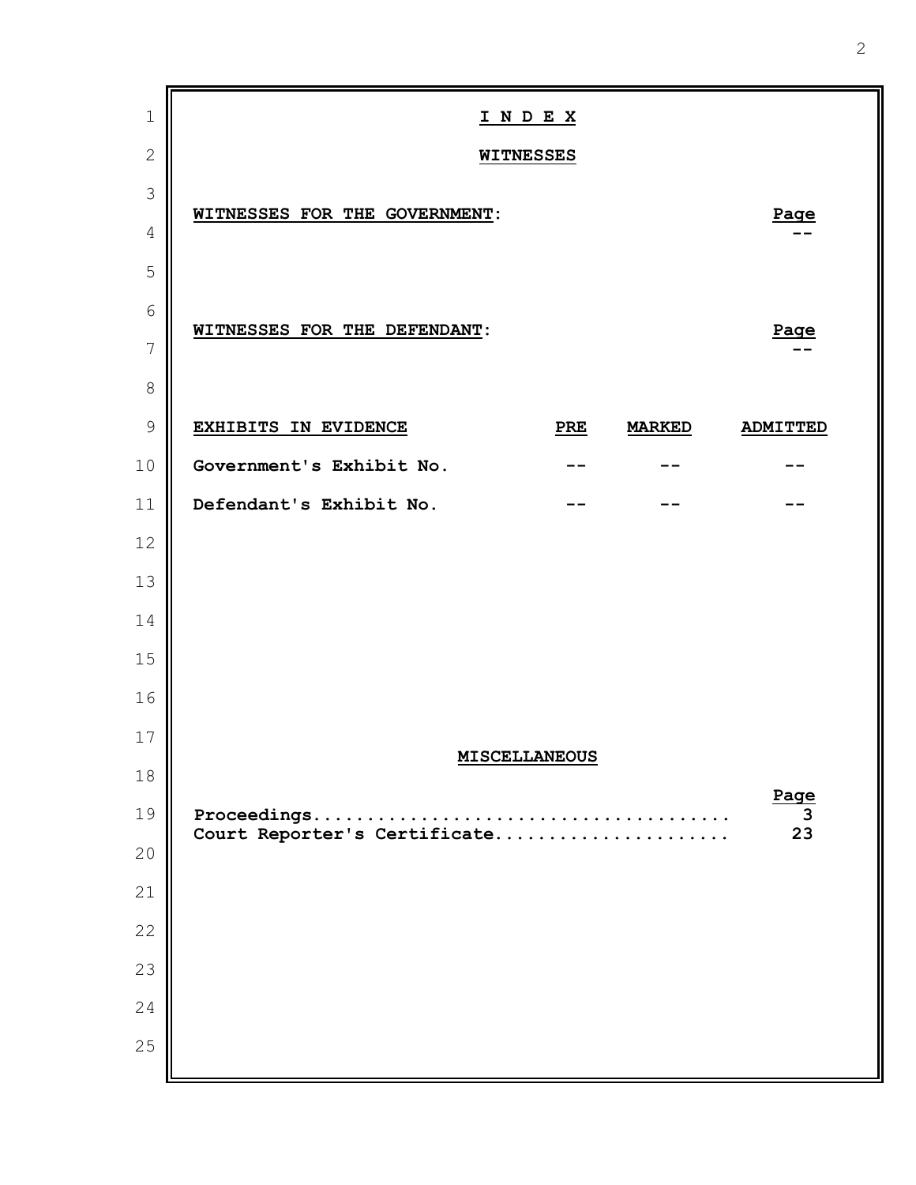# I N D E X

## WITNESSES

| WITNESSES FOR THE GOVERNMENT: | Page |
| --- | --- |
| | -- |

| WITNESSES FOR THE DEFENDANT: | Page |
| --- | --- |
| | -- |

| EXHIBITS IN EVIDENCE | PRE | MARKED | ADMITTED |
| --- | --- | --- | --- |
| Government's Exhibit No. | -- | -- | -- |
| Defendant's Exhibit No. | -- | -- | -- |

## MISCELLANEOUS

| | Page |
| --- | --- |
| Proceedings...................................... | 3 |
| Court Reporter's Certificate..................... | 23 |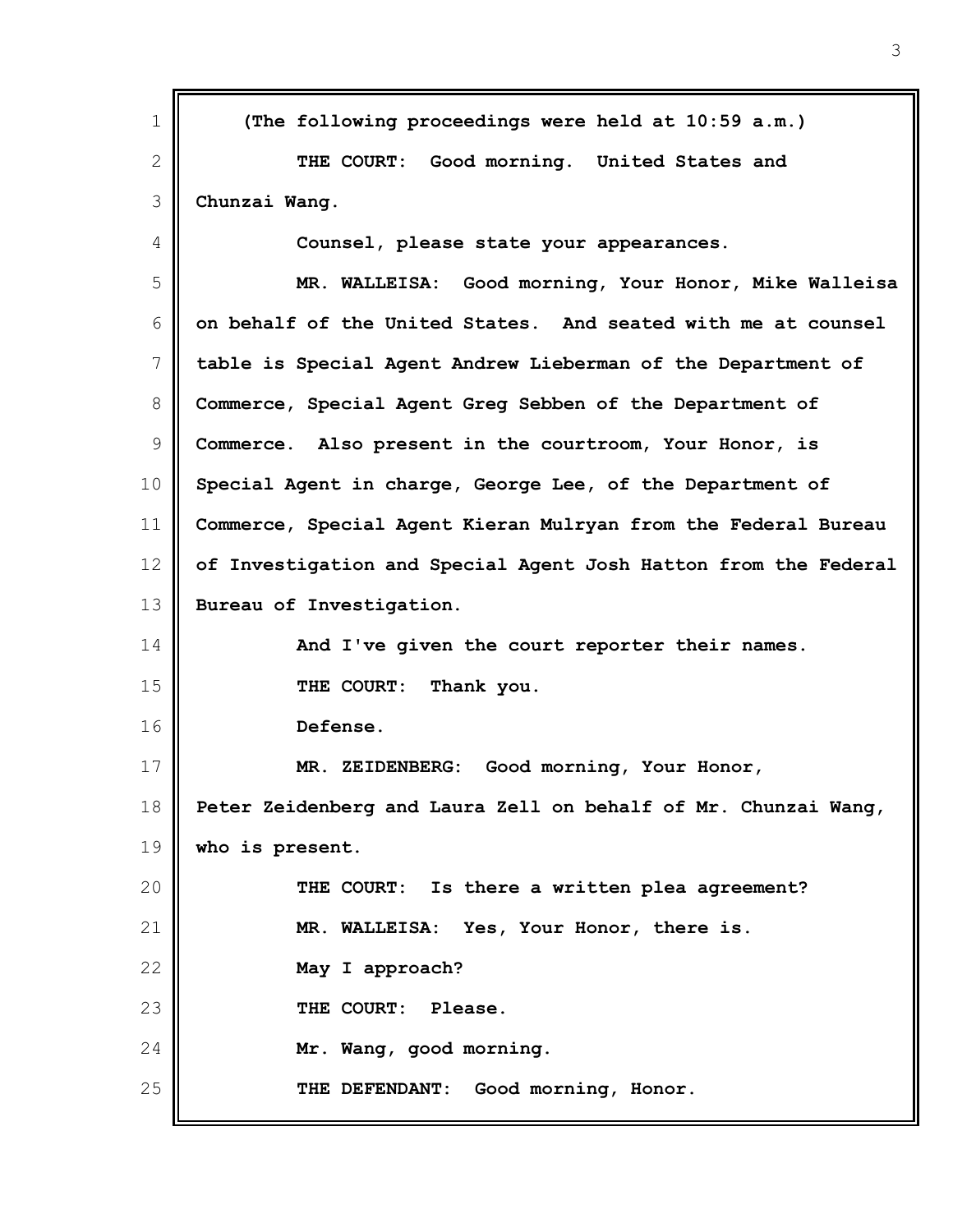(The following proceedings were held at 10:59 a.m.)

THE COURT: Good morning. United States and Chunzai Wang.

Counsel, please state your appearances.

MR. WALLEISA: Good morning, Your Honor, Mike Walleisa on behalf of the United States. And seated with me at counsel table is Special Agent Andrew Lieberman of the Department of Commerce, Special Agent Greg Sebben of the Department of Commerce. Also present in the courtroom, Your Honor, is Special Agent in charge, George Lee, of the Department of Commerce, Special Agent Kieran Mulryan from the Federal Bureau of Investigation and Special Agent Josh Hatton from the Federal Bureau of Investigation.

And I've given the court reporter their names.

THE COURT: Thank you.

Defense.

MR. ZEIDENBERG: Good morning, Your Honor, Peter Zeidenberg and Laura Zell on behalf of Mr. Chunzai Wang, who is present.

THE COURT: Is there a written plea agreement?

MR. WALLEISA: Yes, Your Honor, there is.

May I approach?

THE COURT: Please.

Mr. Wang, good morning.

THE DEFENDANT: Good morning, Honor.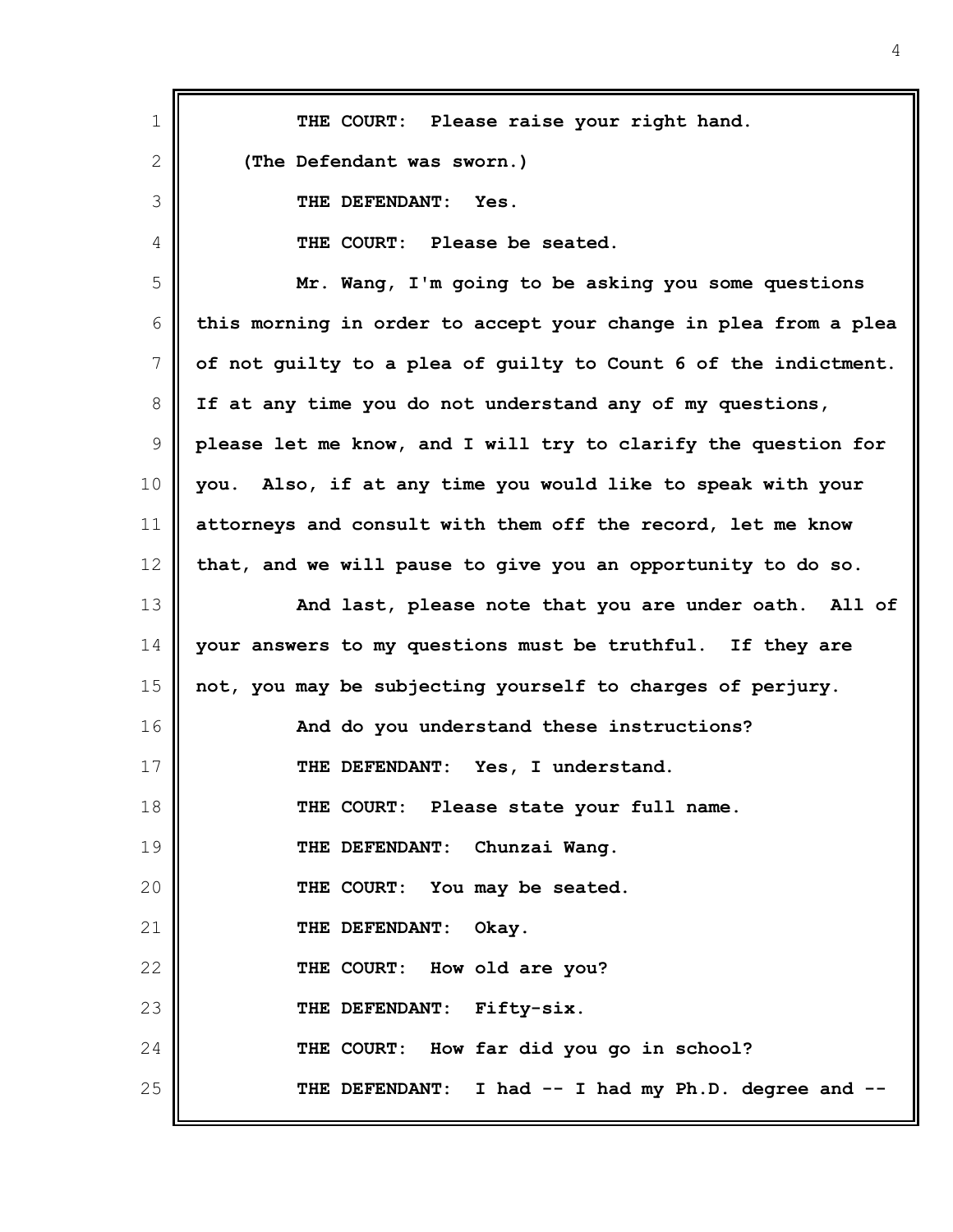**THE COURT: Please raise your right hand.**

**(The Defendant was sworn.)**

**THE DEFENDANT: Yes.**

**THE COURT: Please be seated.**

**Mr. Wang, I'm going to be asking you some questions this morning in order to accept your change in plea from a plea of not guilty to a plea of guilty to Count 6 of the indictment. If at any time you do not understand any of my questions, please let me know, and I will try to clarify the question for you. Also, if at any time you would like to speak with your attorneys and consult with them off the record, let me know that, and we will pause to give you an opportunity to do so.**

**And last, please note that you are under oath. All of your answers to my questions must be truthful. If they are not, you may be subjecting yourself to charges of perjury.**

**And do you understand these instructions?**

**THE DEFENDANT: Yes, I understand.**

**THE COURT: Please state your full name.**

**THE DEFENDANT: Chunzai Wang.**

**THE COURT: You may be seated.**

**THE DEFENDANT: Okay.**

**THE COURT: How old are you?**

**THE DEFENDANT: Fifty-six.**

**THE COURT: How far did you go in school?**

**THE DEFENDANT: I had -- I had my Ph.D. degree and --**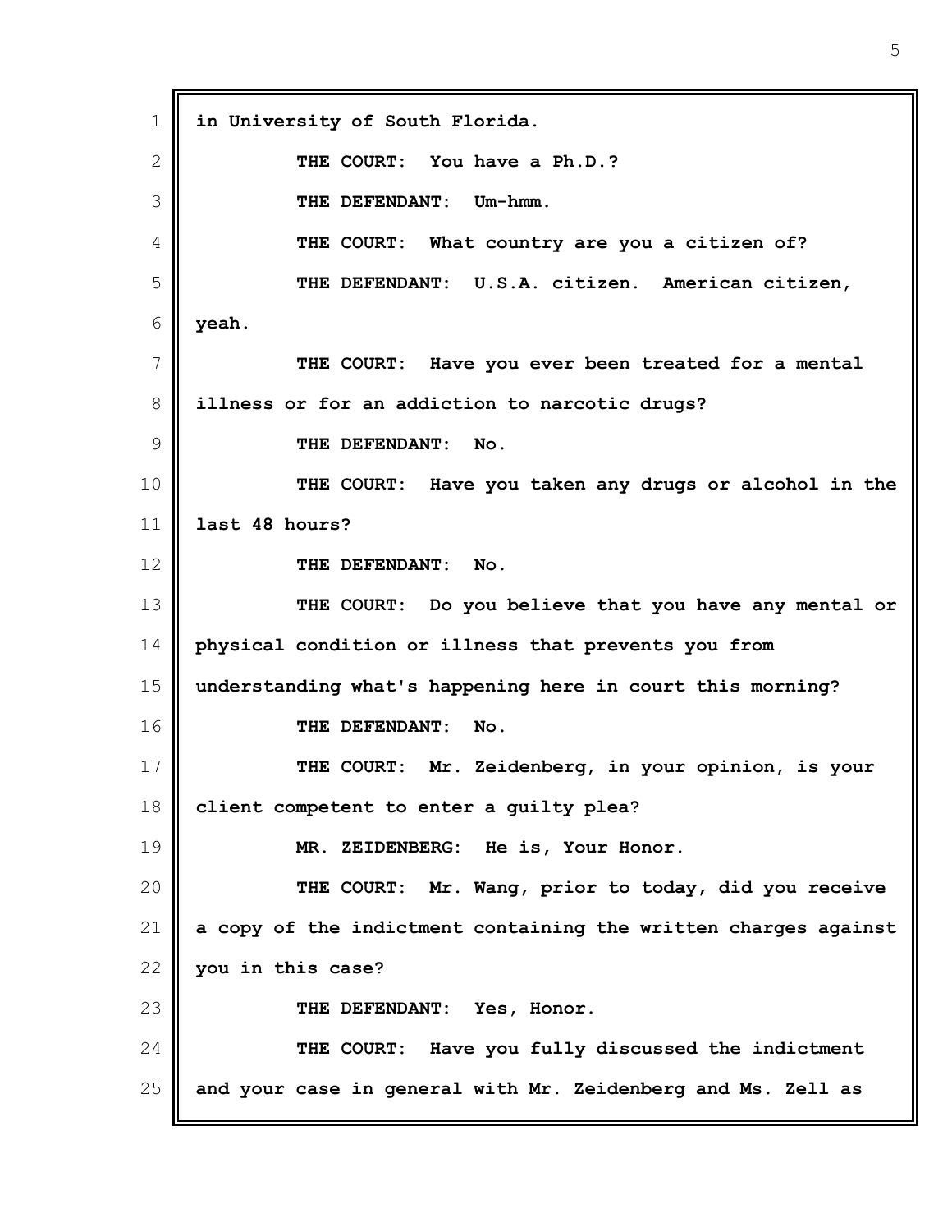in University of South Florida.

THE COURT: You have a Ph.D.?

THE DEFENDANT: Um-hmm.

THE COURT: What country are you a citizen of?

THE DEFENDANT: U.S.A. citizen. American citizen, yeah.

THE COURT: Have you ever been treated for a mental illness or for an addiction to narcotic drugs?

THE DEFENDANT: No.

THE COURT: Have you taken any drugs or alcohol in the last 48 hours?

THE DEFENDANT: No.

THE COURT: Do you believe that you have any mental or physical condition or illness that prevents you from understanding what's happening here in court this morning?

THE DEFENDANT: No.

THE COURT: Mr. Zeidenberg, in your opinion, is your client competent to enter a guilty plea?

MR. ZEIDENBERG: He is, Your Honor.

THE COURT: Mr. Wang, prior to today, did you receive a copy of the indictment containing the written charges against you in this case?

THE DEFENDANT: Yes, Honor.

THE COURT: Have you fully discussed the indictment and your case in general with Mr. Zeidenberg and Ms. Zell as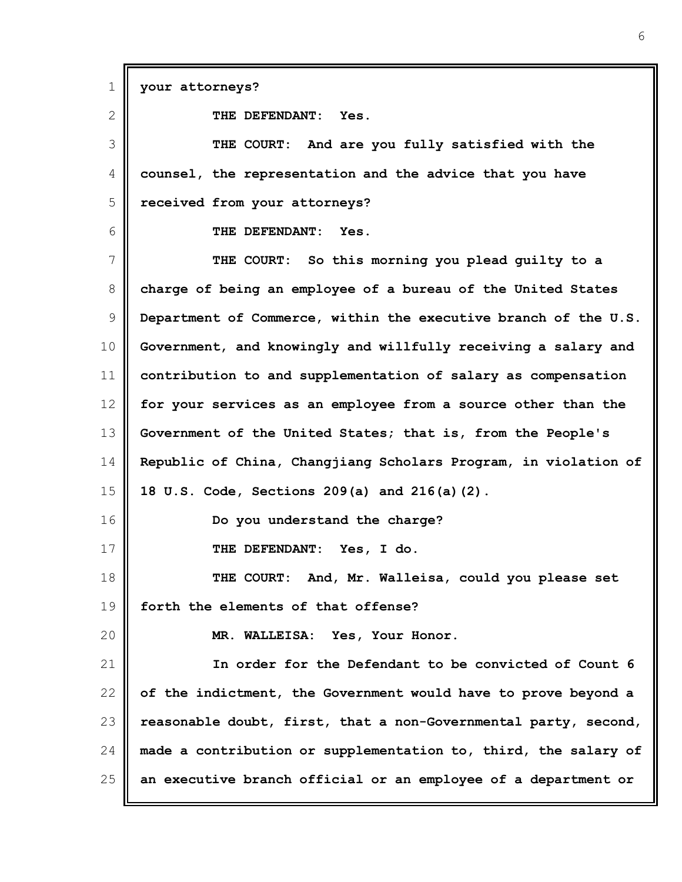your attorneys?

THE DEFENDANT: Yes.

THE COURT: And are you fully satisfied with the counsel, the representation and the advice that you have received from your attorneys?

THE DEFENDANT: Yes.

THE COURT: So this morning you plead guilty to a charge of being an employee of a bureau of the United States Department of Commerce, within the executive branch of the U.S. Government, and knowingly and willfully receiving a salary and contribution to and supplementation of salary as compensation for your services as an employee from a source other than the Government of the United States; that is, from the People's Republic of China, Changjiang Scholars Program, in violation of 18 U.S. Code, Sections 209(a) and 216(a)(2).

Do you understand the charge?

THE DEFENDANT: Yes, I do.

THE COURT: And, Mr. Walleisa, could you please set forth the elements of that offense?

MR. WALLEISA: Yes, Your Honor.

In order for the Defendant to be convicted of Count 6 of the indictment, the Government would have to prove beyond a reasonable doubt, first, that a non-Governmental party, second, made a contribution or supplementation to, third, the salary of an executive branch official or an employee of a department or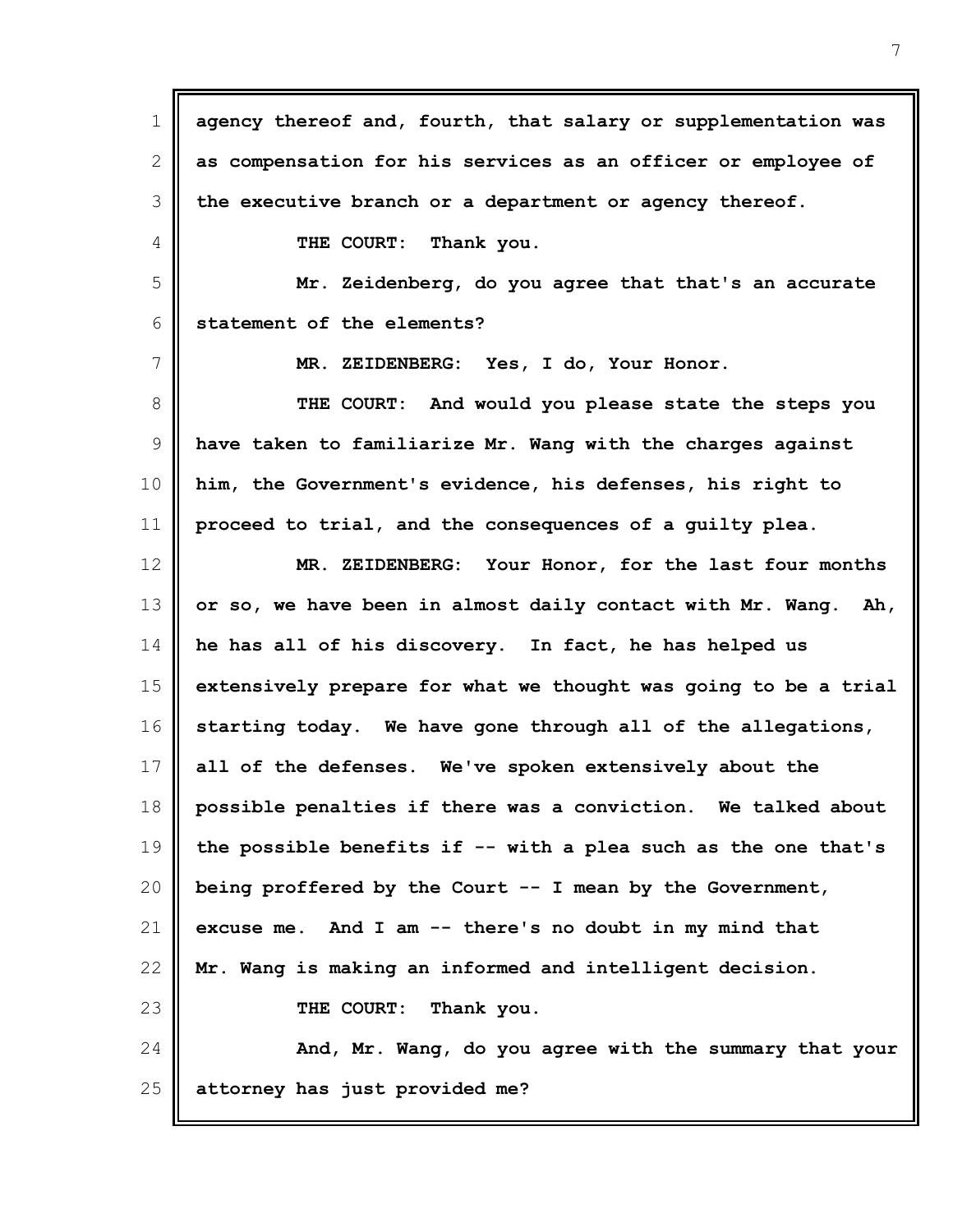agency thereof and, fourth, that salary or supplementation was as compensation for his services as an officer or employee of the executive branch or a department or agency thereof.

THE COURT: Thank you.

Mr. Zeidenberg, do you agree that that's an accurate statement of the elements?

MR. ZEIDENBERG: Yes, I do, Your Honor.

THE COURT: And would you please state the steps you have taken to familiarize Mr. Wang with the charges against him, the Government's evidence, his defenses, his right to proceed to trial, and the consequences of a guilty plea.

MR. ZEIDENBERG: Your Honor, for the last four months or so, we have been in almost daily contact with Mr. Wang. Ah, he has all of his discovery. In fact, he has helped us extensively prepare for what we thought was going to be a trial starting today. We have gone through all of the allegations, all of the defenses. We've spoken extensively about the possible penalties if there was a conviction. We talked about the possible benefits if -- with a plea such as the one that's being proffered by the Court -- I mean by the Government, excuse me. And I am -- there's no doubt in my mind that Mr. Wang is making an informed and intelligent decision.

THE COURT: Thank you.

And, Mr. Wang, do you agree with the summary that your attorney has just provided me?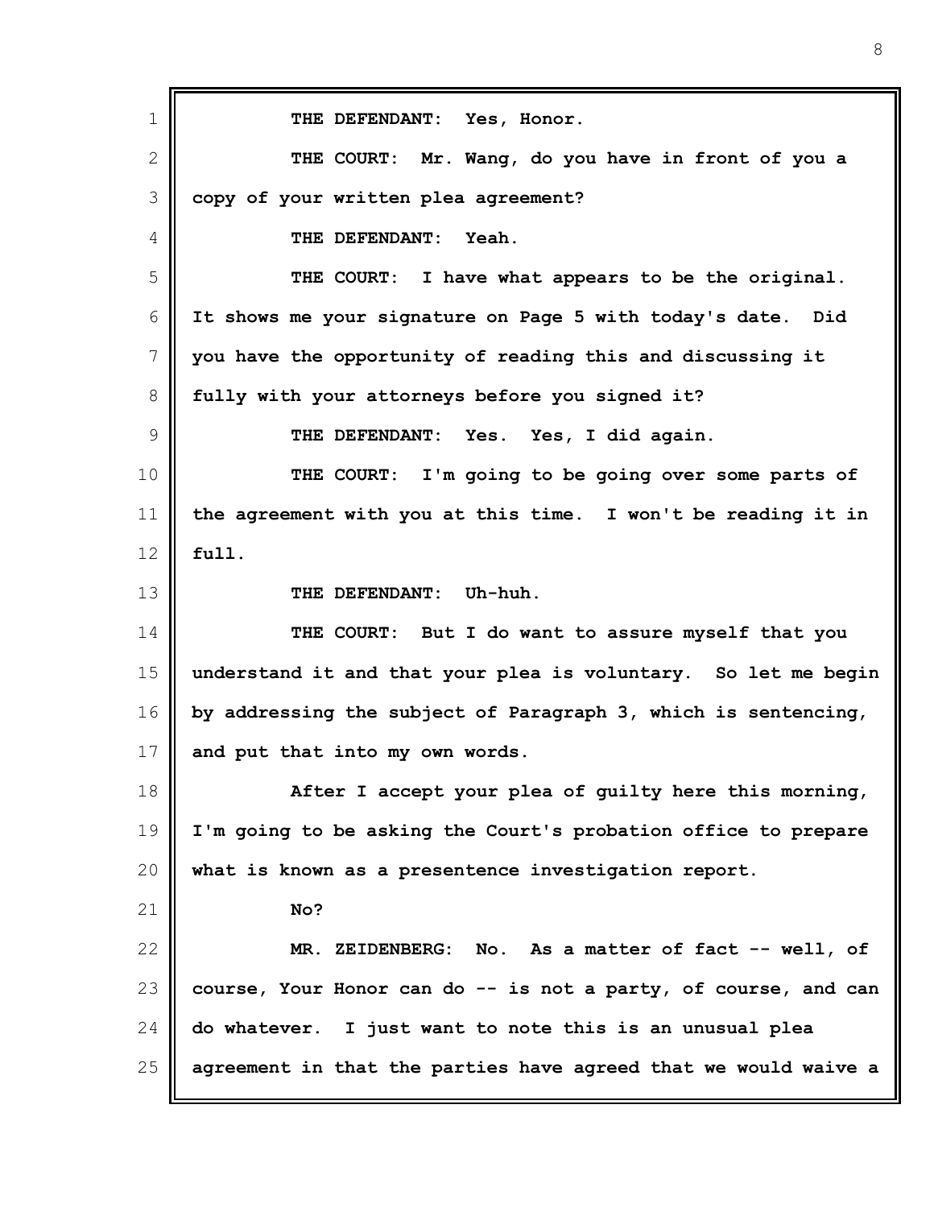**THE DEFENDANT: Yes, Honor.**

**THE COURT: Mr. Wang, do you have in front of you a copy of your written plea agreement?**

**THE DEFENDANT: Yeah.**

**THE COURT: I have what appears to be the original. It shows me your signature on Page 5 with today's date. Did you have the opportunity of reading this and discussing it fully with your attorneys before you signed it?**

**THE DEFENDANT: Yes. Yes, I did again.**

**THE COURT: I'm going to be going over some parts of the agreement with you at this time. I won't be reading it in full.**

**THE DEFENDANT: Uh-huh.**

**THE COURT: But I do want to assure myself that you understand it and that your plea is voluntary. So let me begin by addressing the subject of Paragraph 3, which is sentencing, and put that into my own words.**

**After I accept your plea of guilty here this morning, I'm going to be asking the Court's probation office to prepare what is known as a presentence investigation report.**

**No?**

**MR. ZEIDENBERG: No. As a matter of fact -- well, of course, Your Honor can do -- is not a party, of course, and can do whatever. I just want to note this is an unusual plea agreement in that the parties have agreed that we would waive a**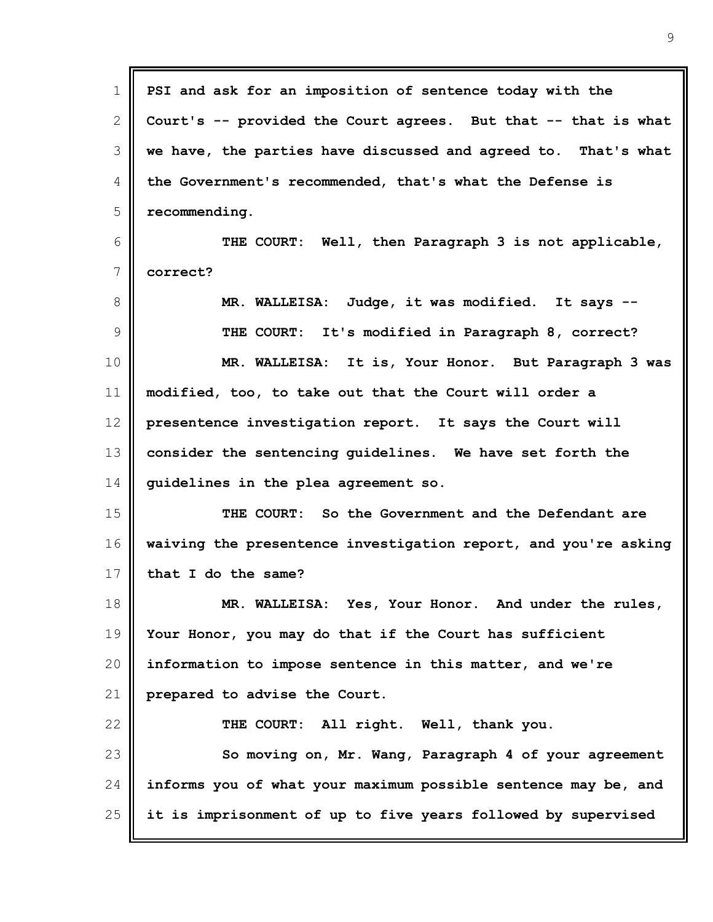PSI and ask for an imposition of sentence today with the Court's -- provided the Court agrees. But that -- that is what we have, the parties have discussed and agreed to. That's what the Government's recommended, that's what the Defense is recommending.

THE COURT: Well, then Paragraph 3 is not applicable, correct?

MR. WALLEISA: Judge, it was modified. It says --

THE COURT: It's modified in Paragraph 8, correct?

MR. WALLEISA: It is, Your Honor. But Paragraph 3 was modified, too, to take out that the Court will order a presentence investigation report. It says the Court will consider the sentencing guidelines. We have set forth the guidelines in the plea agreement so.

THE COURT: So the Government and the Defendant are waiving the presentence investigation report, and you're asking that I do the same?

MR. WALLEISA: Yes, Your Honor. And under the rules, Your Honor, you may do that if the Court has sufficient information to impose sentence in this matter, and we're prepared to advise the Court.

THE COURT: All right. Well, thank you.

So moving on, Mr. Wang, Paragraph 4 of your agreement informs you of what your maximum possible sentence may be, and it is imprisonment of up to five years followed by supervised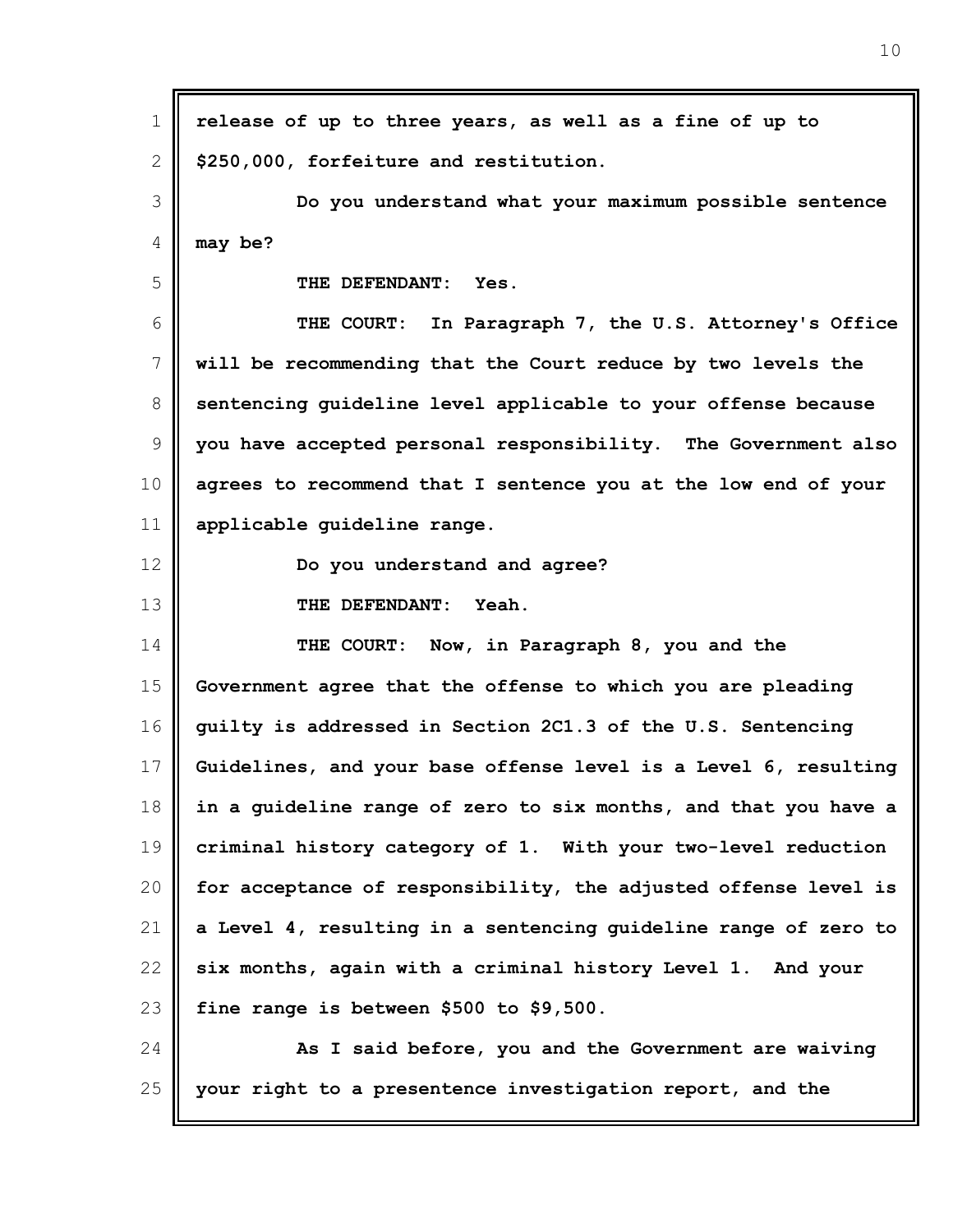release of up to three years, as well as a fine of up to $250,000, forfeiture and restitution.

Do you understand what your maximum possible sentence may be?

THE DEFENDANT: Yes.

THE COURT: In Paragraph 7, the U.S. Attorney's Office will be recommending that the Court reduce by two levels the sentencing guideline level applicable to your offense because you have accepted personal responsibility. The Government also agrees to recommend that I sentence you at the low end of your applicable guideline range.

Do you understand and agree?

THE DEFENDANT: Yeah.

THE COURT: Now, in Paragraph 8, you and the Government agree that the offense to which you are pleading guilty is addressed in Section 2C1.3 of the U.S. Sentencing Guidelines, and your base offense level is a Level 6, resulting in a guideline range of zero to six months, and that you have a criminal history category of 1. With your two-level reduction for acceptance of responsibility, the adjusted offense level is a Level 4, resulting in a sentencing guideline range of zero to six months, again with a criminal history Level 1. And your fine range is between $500 to $9,500.

As I said before, you and the Government are waiving your right to a presentence investigation report, and the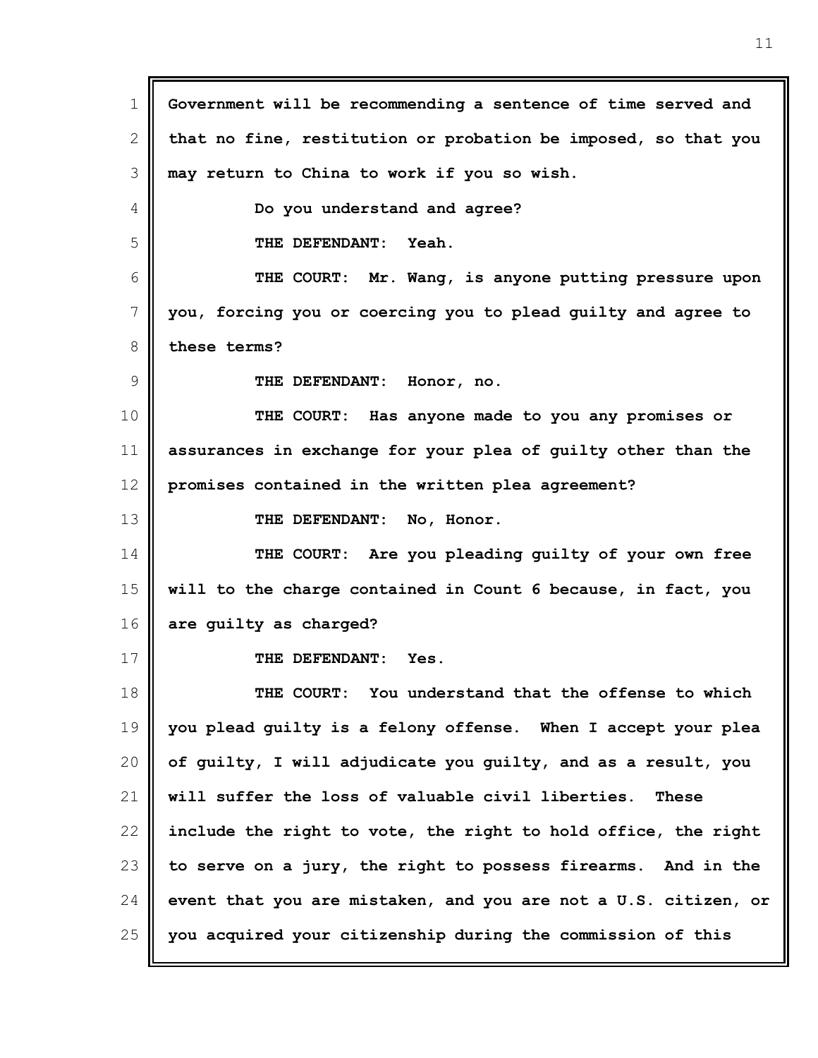Government will be recommending a sentence of time served and that no fine, restitution or probation be imposed, so that you may return to China to work if you so wish.

Do you understand and agree?

THE DEFENDANT: Yeah.

THE COURT: Mr. Wang, is anyone putting pressure upon you, forcing you or coercing you to plead guilty and agree to these terms?

THE DEFENDANT: Honor, no.

THE COURT: Has anyone made to you any promises or assurances in exchange for your plea of guilty other than the promises contained in the written plea agreement?

THE DEFENDANT: No, Honor.

THE COURT: Are you pleading guilty of your own free will to the charge contained in Count 6 because, in fact, you are guilty as charged?

THE DEFENDANT: Yes.

THE COURT: You understand that the offense to which you plead guilty is a felony offense. When I accept your plea of guilty, I will adjudicate you guilty, and as a result, you will suffer the loss of valuable civil liberties. These include the right to vote, the right to hold office, the right to serve on a jury, the right to possess firearms. And in the event that you are mistaken, and you are not a U.S. citizen, or you acquired your citizenship during the commission of this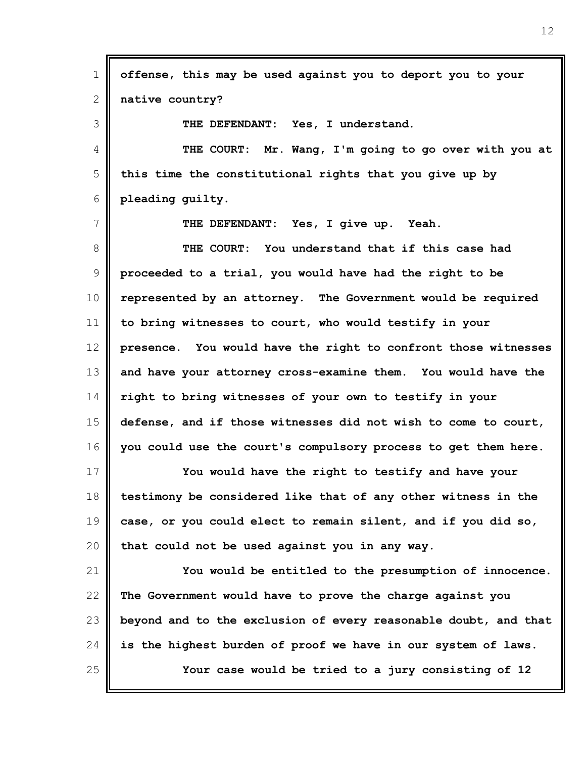**offense, this may be used against you to deport you to your native country?**

**THE DEFENDANT: Yes, I understand.**

**THE COURT: Mr. Wang, I'm going to go over with you at this time the constitutional rights that you give up by pleading guilty.**

**THE DEFENDANT: Yes, I give up. Yeah.**

**THE COURT: You understand that if this case had proceeded to a trial, you would have had the right to be represented by an attorney. The Government would be required to bring witnesses to court, who would testify in your presence. You would have the right to confront those witnesses and have your attorney cross-examine them. You would have the right to bring witnesses of your own to testify in your defense, and if those witnesses did not wish to come to court, you could use the court's compulsory process to get them here.**

**You would have the right to testify and have your testimony be considered like that of any other witness in the case, or you could elect to remain silent, and if you did so, that could not be used against you in any way.**

**You would be entitled to the presumption of innocence. The Government would have to prove the charge against you beyond and to the exclusion of every reasonable doubt, and that is the highest burden of proof we have in our system of laws.**

**Your case would be tried to a jury consisting of 12**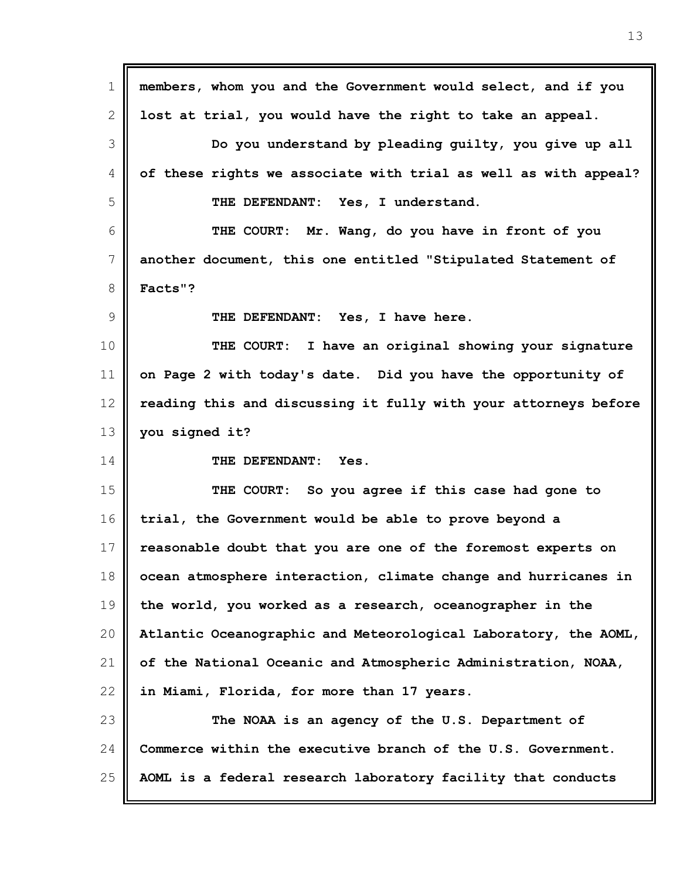members, whom you and the Government would select, and if you lost at trial, you would have the right to take an appeal.

Do you understand by pleading guilty, you give up all of these rights we associate with trial as well as with appeal?

THE DEFENDANT: Yes, I understand.

THE COURT: Mr. Wang, do you have in front of you another document, this one entitled "Stipulated Statement of Facts"?

THE DEFENDANT: Yes, I have here.

THE COURT: I have an original showing your signature on Page 2 with today's date. Did you have the opportunity of reading this and discussing it fully with your attorneys before you signed it?

THE DEFENDANT: Yes.

THE COURT: So you agree if this case had gone to trial, the Government would be able to prove beyond a reasonable doubt that you are one of the foremost experts on ocean atmosphere interaction, climate change and hurricanes in the world, you worked as a research, oceanographer in the Atlantic Oceanographic and Meteorological Laboratory, the AOML, of the National Oceanic and Atmospheric Administration, NOAA, in Miami, Florida, for more than 17 years.

The NOAA is an agency of the U.S. Department of Commerce within the executive branch of the U.S. Government. AOML is a federal research laboratory facility that conducts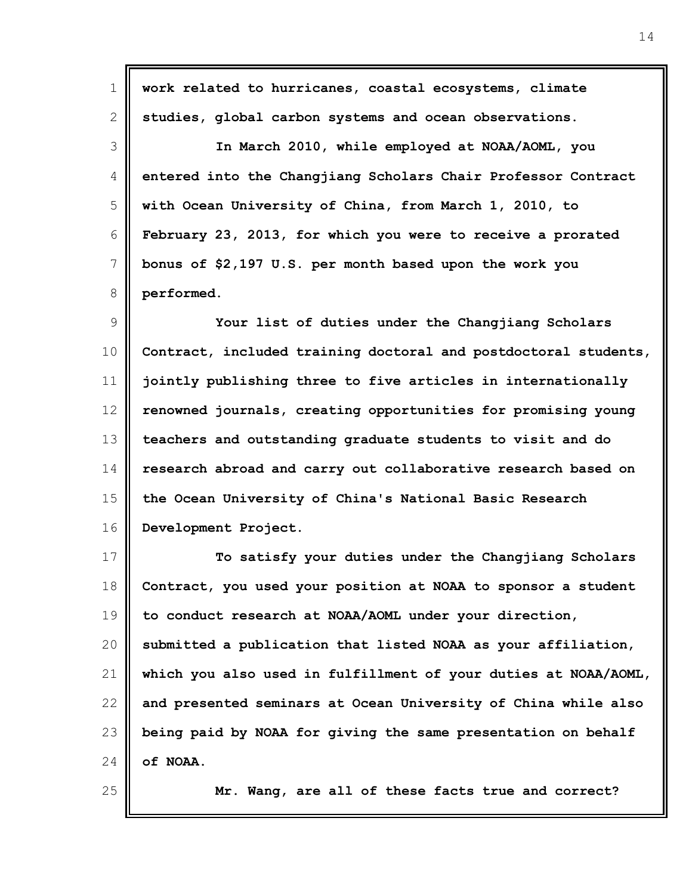**work related to hurricanes, coastal ecosystems, climate studies, global carbon systems and ocean observations.**

**In March 2010, while employed at NOAA/AOML, you entered into the Changjiang Scholars Chair Professor Contract with Ocean University of China, from March 1, 2010, to February 23, 2013, for which you were to receive a prorated bonus of $2,197 U.S. per month based upon the work you performed.**

**Your list of duties under the Changjiang Scholars Contract, included training doctoral and postdoctoral students, jointly publishing three to five articles in internationally renowned journals, creating opportunities for promising young teachers and outstanding graduate students to visit and do research abroad and carry out collaborative research based on the Ocean University of China's National Basic Research Development Project.**

**To satisfy your duties under the Changjiang Scholars Contract, you used your position at NOAA to sponsor a student to conduct research at NOAA/AOML under your direction, submitted a publication that listed NOAA as your affiliation, which you also used in fulfillment of your duties at NOAA/AOML, and presented seminars at Ocean University of China while also being paid by NOAA for giving the same presentation on behalf of NOAA.**

**Mr. Wang, are all of these facts true and correct?**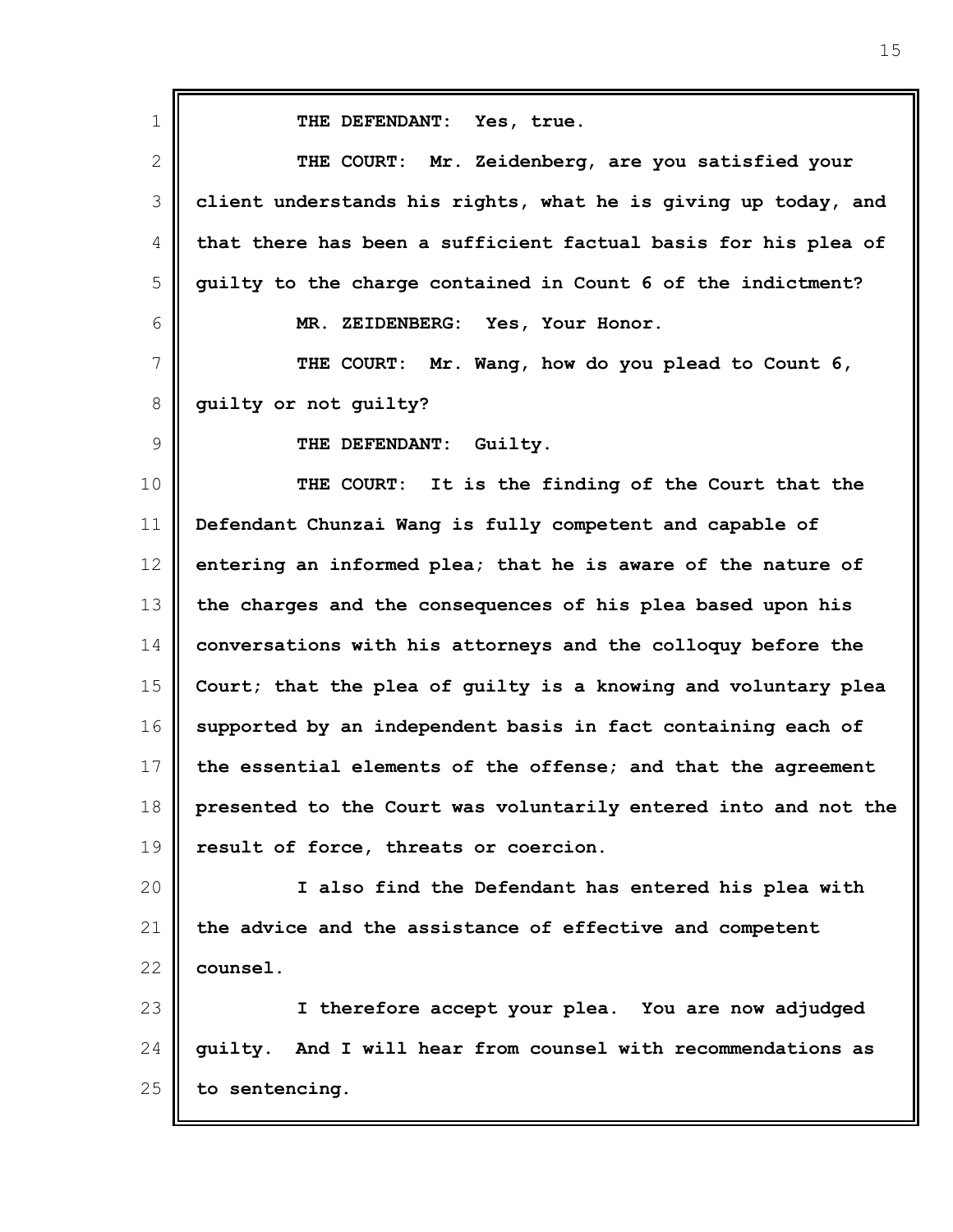**THE DEFENDANT: Yes, true.**

**THE COURT: Mr. Zeidenberg, are you satisfied your client understands his rights, what he is giving up today, and that there has been a sufficient factual basis for his plea of guilty to the charge contained in Count 6 of the indictment?**

**MR. ZEIDENBERG: Yes, Your Honor.**

**THE COURT: Mr. Wang, how do you plead to Count 6, guilty or not guilty?**

**THE DEFENDANT: Guilty.**

**THE COURT: It is the finding of the Court that the Defendant Chunzai Wang is fully competent and capable of entering an informed plea; that he is aware of the nature of the charges and the consequences of his plea based upon his conversations with his attorneys and the colloquy before the Court; that the plea of guilty is a knowing and voluntary plea supported by an independent basis in fact containing each of the essential elements of the offense; and that the agreement presented to the Court was voluntarily entered into and not the result of force, threats or coercion.**

**I also find the Defendant has entered his plea with the advice and the assistance of effective and competent counsel.**

**I therefore accept your plea. You are now adjudged guilty. And I will hear from counsel with recommendations as to sentencing.**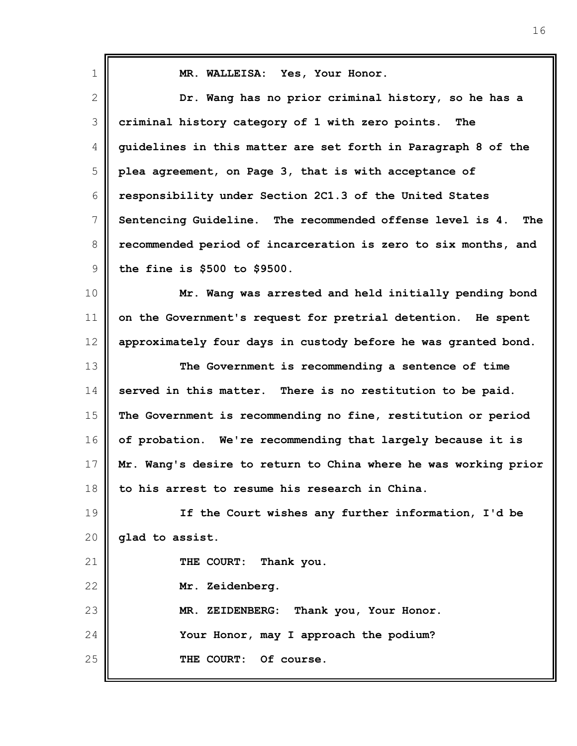MR. WALLEISA: Yes, Your Honor.

Dr. Wang has no prior criminal history, so he has a criminal history category of 1 with zero points. The guidelines in this matter are set forth in Paragraph 8 of the plea agreement, on Page 3, that is with acceptance of responsibility under Section 2C1.3 of the United States Sentencing Guideline. The recommended offense level is 4. The recommended period of incarceration is zero to six months, and the fine is $500 to $9500.

Mr. Wang was arrested and held initially pending bond on the Government's request for pretrial detention. He spent approximately four days in custody before he was granted bond.

The Government is recommending a sentence of time served in this matter. There is no restitution to be paid. The Government is recommending no fine, restitution or period of probation. We're recommending that largely because it is Mr. Wang's desire to return to China where he was working prior to his arrest to resume his research in China.

If the Court wishes any further information, I'd be glad to assist.

THE COURT: Thank you.

Mr. Zeidenberg.

MR. ZEIDENBERG: Thank you, Your Honor.

Your Honor, may I approach the podium?

THE COURT: Of course.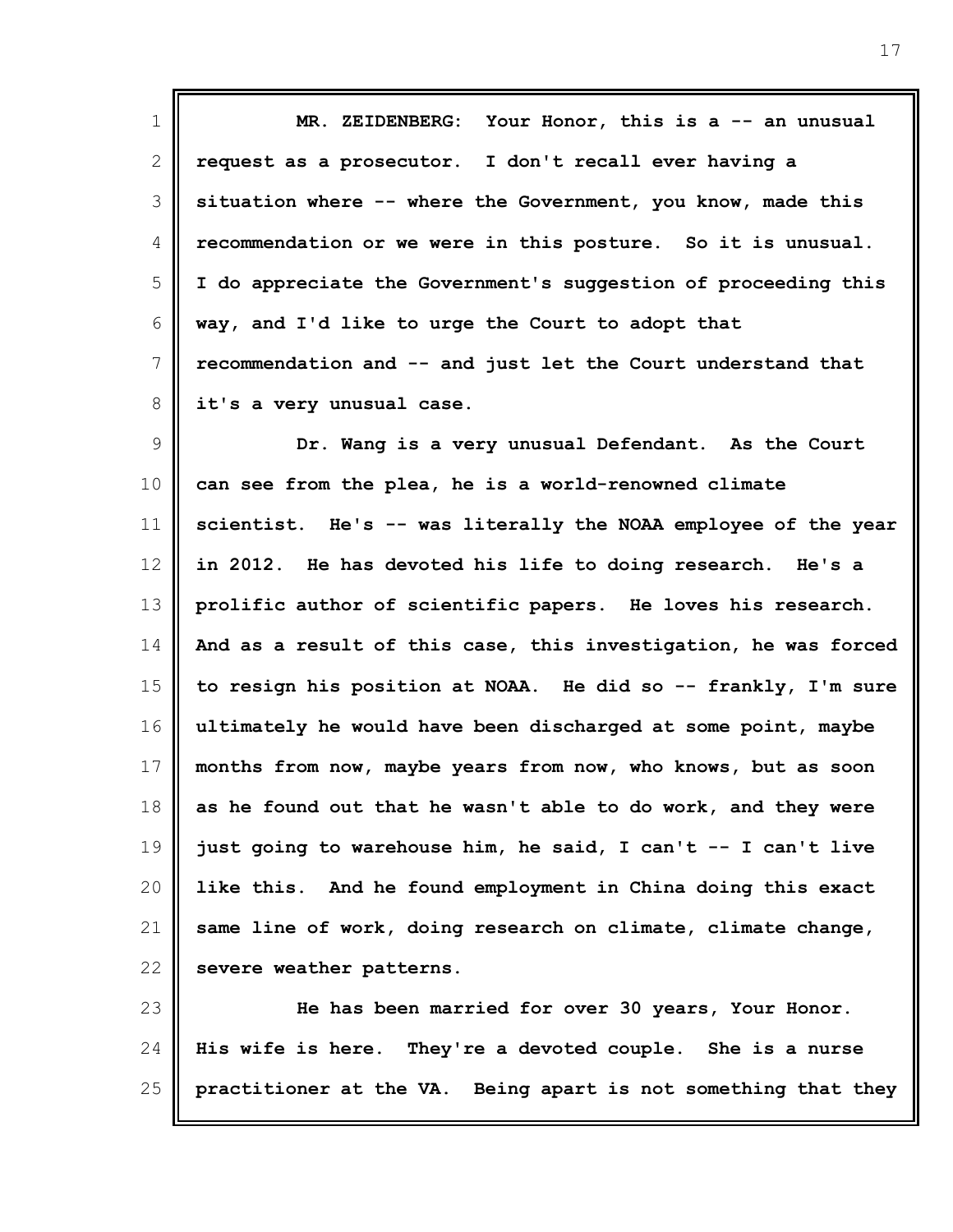**MR. ZEIDENBERG: Your Honor, this is a -- an unusual request as a prosecutor. I don't recall ever having a situation where -- where the Government, you know, made this recommendation or we were in this posture. So it is unusual. I do appreciate the Government's suggestion of proceeding this way, and I'd like to urge the Court to adopt that recommendation and -- and just let the Court understand that it's a very unusual case.**

**Dr. Wang is a very unusual Defendant. As the Court can see from the plea, he is a world-renowned climate scientist. He's -- was literally the NOAA employee of the year in 2012. He has devoted his life to doing research. He's a prolific author of scientific papers. He loves his research. And as a result of this case, this investigation, he was forced to resign his position at NOAA. He did so -- frankly, I'm sure ultimately he would have been discharged at some point, maybe months from now, maybe years from now, who knows, but as soon as he found out that he wasn't able to do work, and they were just going to warehouse him, he said, I can't -- I can't live like this. And he found employment in China doing this exact same line of work, doing research on climate, climate change, severe weather patterns.**

**He has been married for over 30 years, Your Honor. His wife is here. They're a devoted couple. She is a nurse practitioner at the VA. Being apart is not something that they**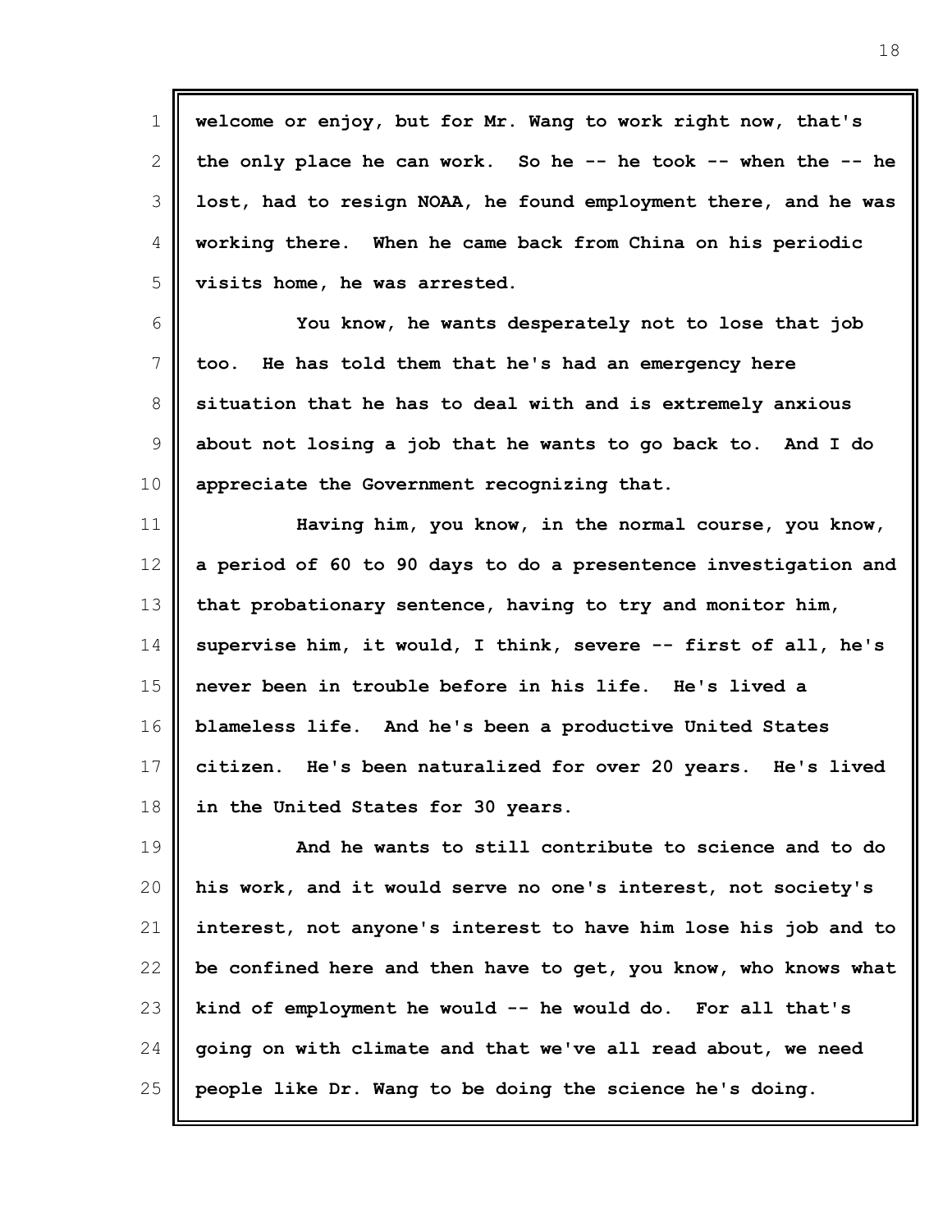welcome or enjoy, but for Mr. Wang to work right now, that's the only place he can work. So he -- he took -- when the -- he lost, had to resign NOAA, he found employment there, and he was working there. When he came back from China on his periodic visits home, he was arrested.

You know, he wants desperately not to lose that job too. He has told them that he's had an emergency here situation that he has to deal with and is extremely anxious about not losing a job that he wants to go back to. And I do appreciate the Government recognizing that.

Having him, you know, in the normal course, you know, a period of 60 to 90 days to do a presentence investigation and that probationary sentence, having to try and monitor him, supervise him, it would, I think, severe -- first of all, he's never been in trouble before in his life. He's lived a blameless life. And he's been a productive United States citizen. He's been naturalized for over 20 years. He's lived in the United States for 30 years.

And he wants to still contribute to science and to do his work, and it would serve no one's interest, not society's interest, not anyone's interest to have him lose his job and to be confined here and then have to get, you know, who knows what kind of employment he would -- he would do. For all that's going on with climate and that we've all read about, we need people like Dr. Wang to be doing the science he's doing.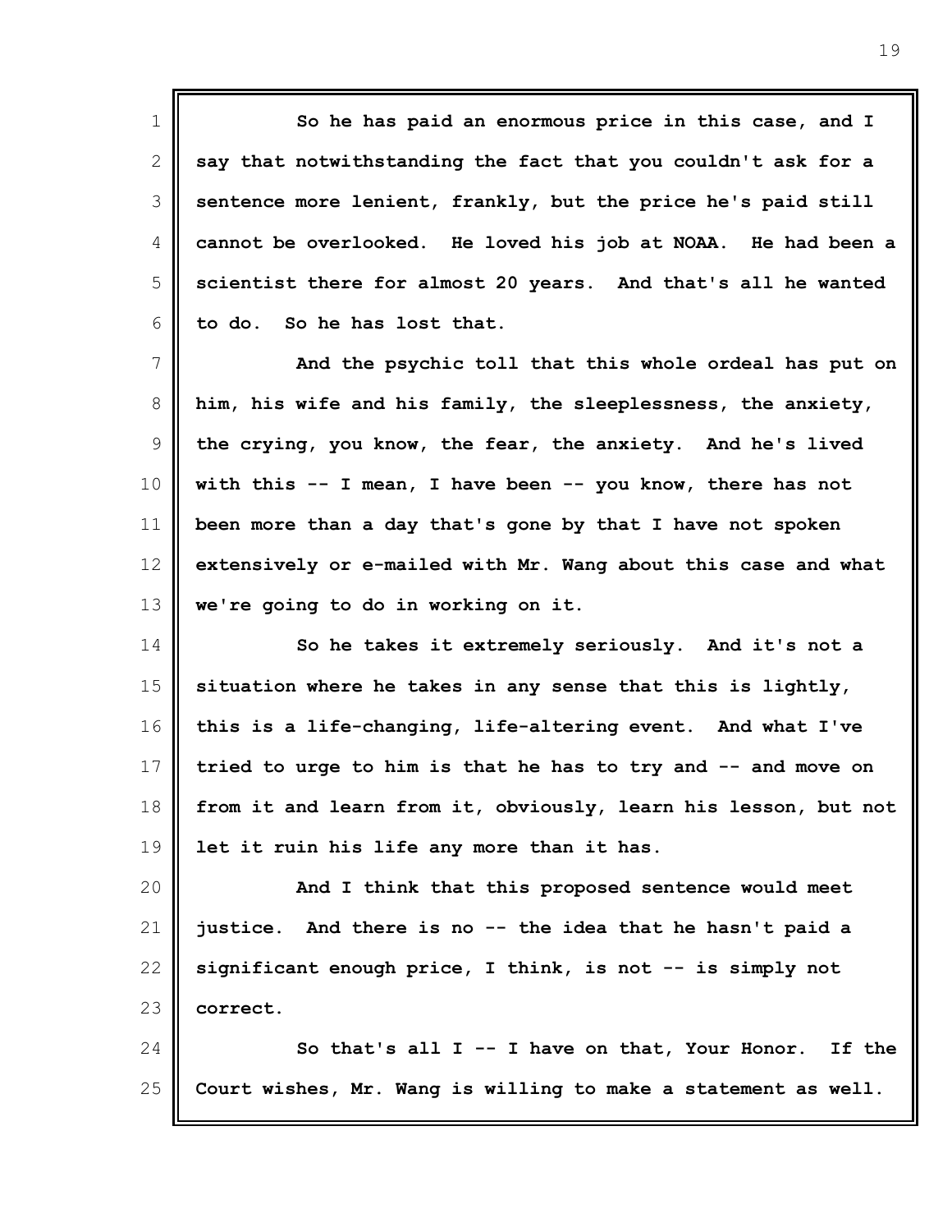So he has paid an enormous price in this case, and I say that notwithstanding the fact that you couldn't ask for a sentence more lenient, frankly, but the price he's paid still cannot be overlooked. He loved his job at NOAA. He had been a scientist there for almost 20 years. And that's all he wanted to do. So he has lost that.

And the psychic toll that this whole ordeal has put on him, his wife and his family, the sleeplessness, the anxiety, the crying, you know, the fear, the anxiety. And he's lived with this -- I mean, I have been -- you know, there has not been more than a day that's gone by that I have not spoken extensively or e-mailed with Mr. Wang about this case and what we're going to do in working on it.

So he takes it extremely seriously. And it's not a situation where he takes in any sense that this is lightly, this is a life-changing, life-altering event. And what I've tried to urge to him is that he has to try and -- and move on from it and learn from it, obviously, learn his lesson, but not let it ruin his life any more than it has.

And I think that this proposed sentence would meet justice. And there is no -- the idea that he hasn't paid a significant enough price, I think, is not -- is simply not correct.

So that's all I -- I have on that, Your Honor. If the Court wishes, Mr. Wang is willing to make a statement as well.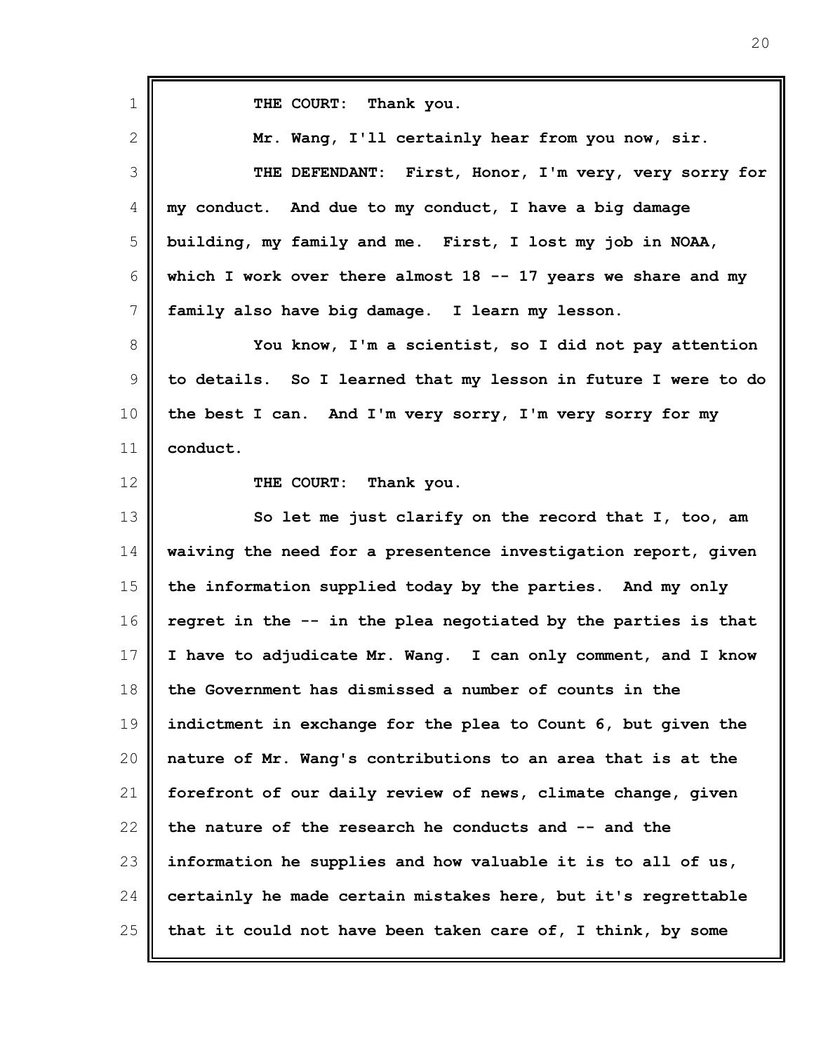THE COURT: Thank you.

Mr. Wang, I'll certainly hear from you now, sir.

THE DEFENDANT: First, Honor, I'm very, very sorry for my conduct. And due to my conduct, I have a big damage building, my family and me. First, I lost my job in NOAA, which I work over there almost 18 -- 17 years we share and my family also have big damage. I learn my lesson.

You know, I'm a scientist, so I did not pay attention to details. So I learned that my lesson in future I were to do the best I can. And I'm very sorry, I'm very sorry for my conduct.

THE COURT: Thank you.

So let me just clarify on the record that I, too, am waiving the need for a presentence investigation report, given the information supplied today by the parties. And my only regret in the -- in the plea negotiated by the parties is that I have to adjudicate Mr. Wang. I can only comment, and I know the Government has dismissed a number of counts in the indictment in exchange for the plea to Count 6, but given the nature of Mr. Wang's contributions to an area that is at the forefront of our daily review of news, climate change, given the nature of the research he conducts and -- and the information he supplies and how valuable it is to all of us, certainly he made certain mistakes here, but it's regrettable that it could not have been taken care of, I think, by some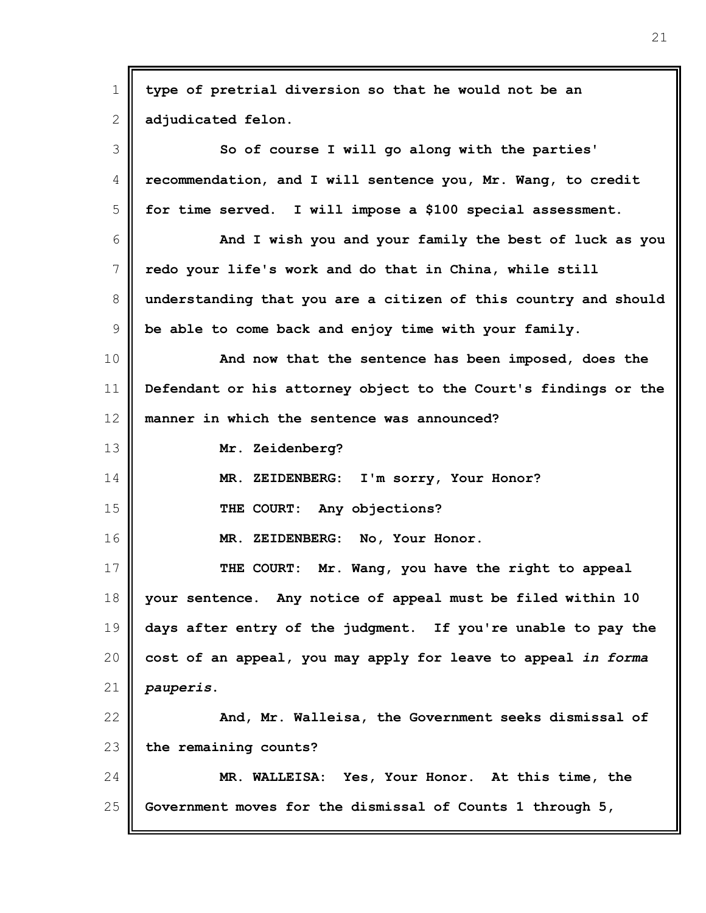type of pretrial diversion so that he would not be an adjudicated felon.

So of course I will go along with the parties' recommendation, and I will sentence you, Mr. Wang, to credit for time served. I will impose a $100 special assessment.

And I wish you and your family the best of luck as you redo your life's work and do that in China, while still understanding that you are a citizen of this country and should be able to come back and enjoy time with your family.

And now that the sentence has been imposed, does the Defendant or his attorney object to the Court's findings or the manner in which the sentence was announced?

Mr. Zeidenberg?

MR. ZEIDENBERG: I'm sorry, Your Honor?

THE COURT: Any objections?

MR. ZEIDENBERG: No, Your Honor.

THE COURT: Mr. Wang, you have the right to appeal your sentence. Any notice of appeal must be filed within 10 days after entry of the judgment. If you're unable to pay the cost of an appeal, you may apply for leave to appeal *in forma pauperis*.

And, Mr. Walleisa, the Government seeks dismissal of the remaining counts?

MR. WALLEISA: Yes, Your Honor. At this time, the Government moves for the dismissal of Counts 1 through 5,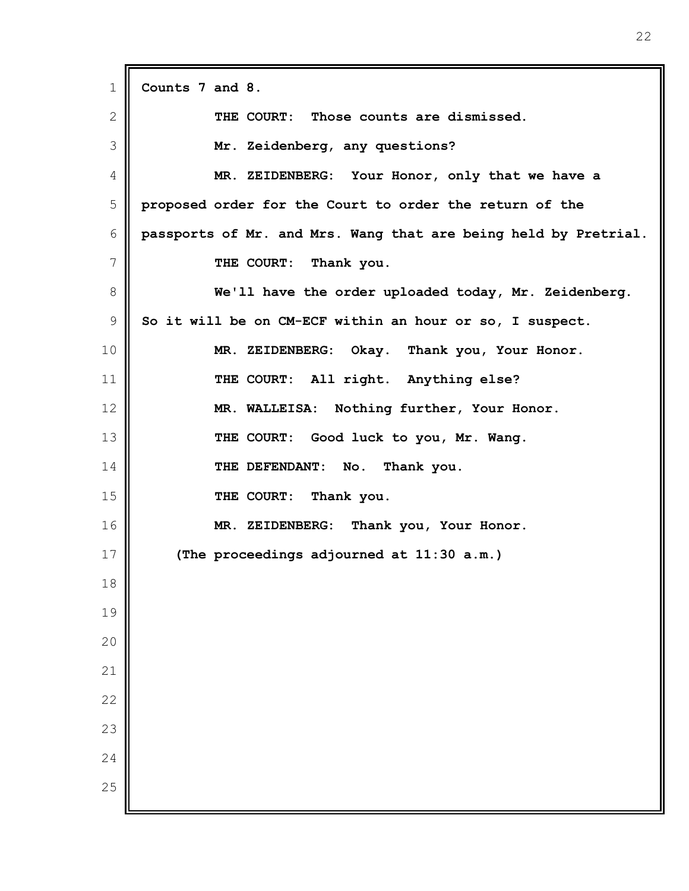Counts 7 and 8.

THE COURT: Those counts are dismissed.

Mr. Zeidenberg, any questions?

MR. ZEIDENBERG: Your Honor, only that we have a proposed order for the Court to order the return of the passports of Mr. and Mrs. Wang that are being held by Pretrial.

THE COURT: Thank you.

We'll have the order uploaded today, Mr. Zeidenberg. So it will be on CM-ECF within an hour or so, I suspect.

MR. ZEIDENBERG: Okay. Thank you, Your Honor.

THE COURT: All right. Anything else?

MR. WALLEISA: Nothing further, Your Honor.

THE COURT: Good luck to you, Mr. Wang.

THE DEFENDANT: No. Thank you.

THE COURT: Thank you.

MR. ZEIDENBERG: Thank you, Your Honor.

(The proceedings adjourned at 11:30 a.m.)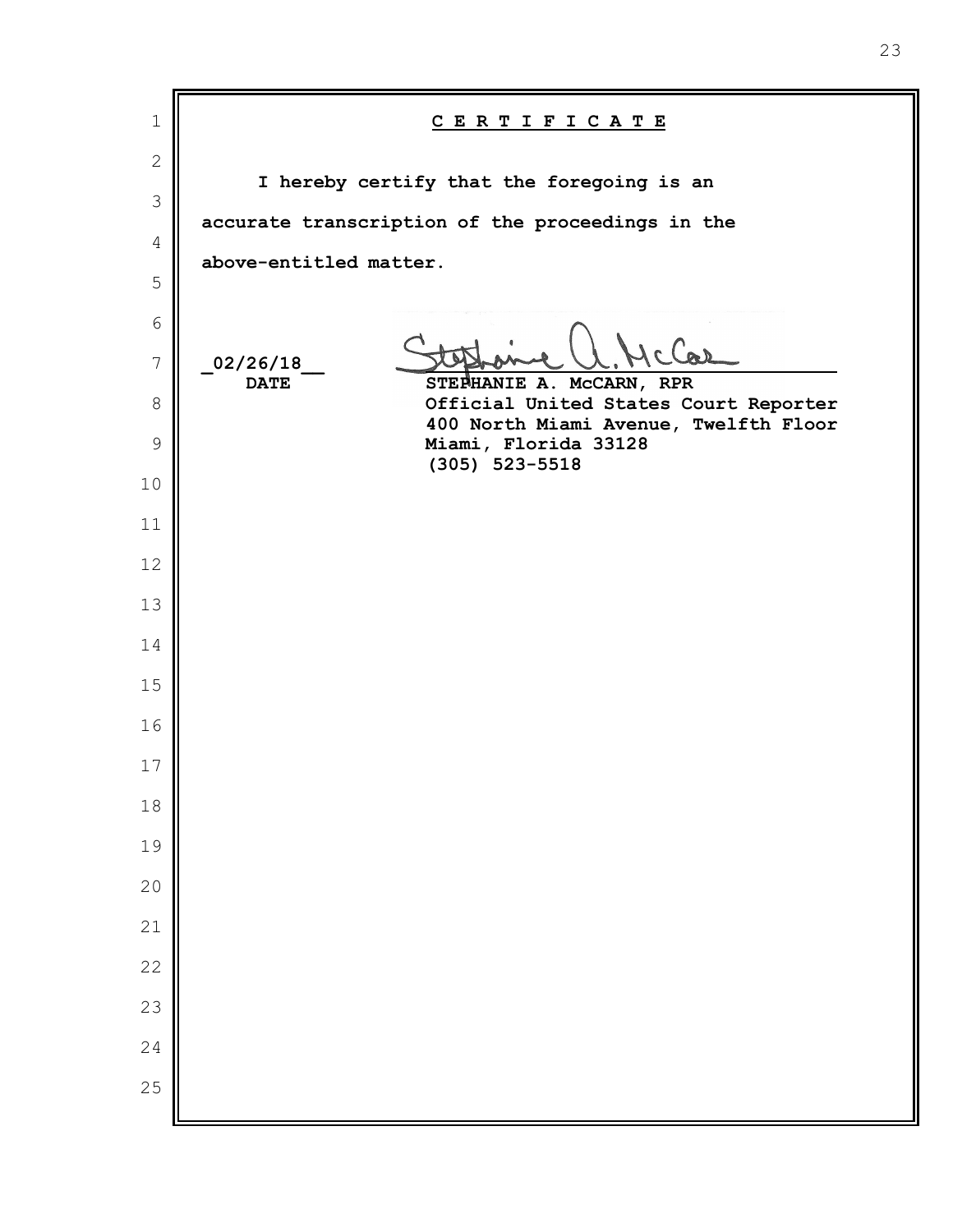# C E R T I F I C A T E

I hereby certify that the foregoing is an accurate transcription of the proceedings in the above-entitled matter.

_02/26/18__
DATE

STEPHANIE A. McCARN, RPR
Official United States Court Reporter
400 North Miami Avenue, Twelfth Floor
Miami, Florida 33128
(305) 523-5518